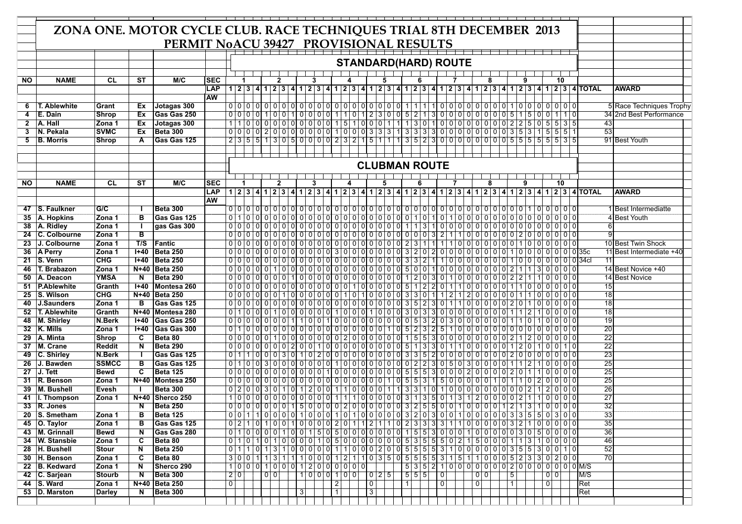# ZONA ONE. MOTOR CYCLE CLUB. RACE TECHNIQUES TRIAL 8TH DECEMBER 2013

## PERMIT NoACU 39427 PROVISIONAL RESULTS

### STANDARD(HARD) ROUTE

| NO | NAME | CL | ST | M/C | SEC | 1 | | | | 2 | | | | 3 | | | | 4 | | | | 5 | | | | 6 | | | | 7 | | | | 8 | | | | 9 | | | | 10 | | | | | |
|---|---|---|---|---|---|---|---|---|---|---|---|---|---|---|---|---|---|---|---|---|---|---|---|---|---|---|---|---|---|---|---|---|---|---|---|---|---|---|---|---|---|---|---|---|---|---|---|
| | | | | | LAP | 1 | 2 | 3 | 4 | 1 | 2 | 3 | 4 | 1 | 2 | 3 | 4 | 1 | 2 | 3 | 4 | 1 | 2 | 3 | 4 | 1 | 2 | 3 | 4 | 1 | 2 | 3 | 4 | 1 | 2 | 3 | 4 | 1 | 2 | 3 | 4 | 1 | 2 | 3 | 4 | TOTAL | AWARD |
| | | | | | AW | | | | | | | | | | | | | | | | | | | | | | | | | | | | | | | | | | | | | | | | | | |
| 6 | T. Ablewhite | Grant | Ex | Jotagas 300 | | 0 | 0 | 0 | 0 | 0 | 0 | 0 | 0 | 0 | 0 | 0 | 0 | 0 | 0 | 0 | 0 | 0 | 0 | 0 | 0 | 1 | 1 | 1 | 1 | 0 | 0 | 0 | 0 | 0 | 0 | 0 | 0 | 1 | 0 | 0 | 0 | 0 | 0 | 0 | 0 | 5 | Race Techniques Trophy |
| 4 | E. Dain | Shrop | Ex | Gas Gas 250 | | 0 | 0 | 0 | 0 | 1 | 0 | 0 | 1 | 0 | 0 | 0 | 0 | 1 | 1 | 0 | 1 | 2 | 3 | 0 | 0 | 5 | 2 | 1 | 3 | 0 | 0 | 0 | 0 | 0 | 0 | 0 | 0 | 5 | 1 | 5 | 0 | 0 | 1 | 1 | 0 | 34 | 2nd Best Performance |
| 2 | A. Hall | Zona 1 | Ex | Jotagas 300 | | 1 | 1 | 0 | 0 | 0 | 0 | 0 | 0 | 0 | 0 | 0 | 0 | 1 | 5 | 1 | 0 | 0 | 0 | 1 | 1 | 1 | 3 | 0 | 1 | 0 | 0 | 0 | 0 | 0 | 0 | 0 | 0 | 2 | 2 | 5 | 0 | 5 | 5 | 3 | 5 | 43 | |
| 3 | N. Pekala | SVMC | Ex | Beta 300 | | 0 | 0 | 0 | 0 | 2 | 0 | 0 | 0 | 0 | 0 | 0 | 0 | 1 | 0 | 0 | 0 | 3 | 3 | 3 | 1 | 3 | 3 | 3 | 3 | 0 | 0 | 0 | 0 | 0 | 0 | 0 | 0 | 3 | 5 | 3 | 1 | 5 | 5 | 5 | 1 | 53 | |
| 5 | B. Morris | Shrop | A | Gas Gas 125 | | 2 | 3 | 5 | 5 | 1 | 3 | 0 | 5 | 0 | 0 | 0 | 0 | 2 | 3 | 2 | 1 | 5 | 1 | 1 | 1 | 3 | 5 | 2 | 3 | 0 | 0 | 0 | 0 | 0 | 0 | 0 | 0 | 5 | 5 | 5 | 5 | 5 | 5 | 3 | 5 | 91 | Best Youth |

### CLUBMAN ROUTE

| NO | NAME | CL | ST | M/C | SEC | 1 | | | | 2 | | | | 3 | | | | 4 | | | | 5 | | | | 6 | | | | 7 | | | | 8 | | | | 9 | | | | 10 | | | | | |
|---|---|---|---|---|---|---|---|---|---|---|---|---|---|---|---|---|---|---|---|---|---|---|---|---|---|---|---|---|---|---|---|---|---|---|---|---|---|---|---|---|---|---|---|---|---|---|---|
| | | | | | LAP | 1 | 2 | 3 | 4 | 1 | 2 | 3 | 4 | 1 | 2 | 3 | 4 | 1 | 2 | 3 | 4 | 1 | 2 | 3 | 4 | 1 | 2 | 3 | 4 | 1 | 2 | 3 | 4 | 1 | 2 | 3 | 4 | 1 | 2 | 3 | 4 | 1 | 2 | 3 | 4 | TOTAL | AWARD |
| | | | | | AW | | | | | | | | | | | | | | | | | | | | | | | | | | | | | | | | | | | | | | | | | | |
| 47 | S. Faulkner | G/C | I | Beta 300 | | 0 | 0 | 0 | 0 | 0 | 0 | 0 | 0 | 0 | 0 | 0 | 0 | 0 | 0 | 0 | 0 | 0 | 0 | 0 | 0 | 0 | 0 | 0 | 0 | 0 | 0 | 0 | 0 | 0 | 0 | 0 | 0 | 0 | 1 | 0 | 0 | 0 | 0 | 0 | 0 | 1 | Best Intermediatte |
| 35 | A. Hopkins | Zona 1 | B | Gas Gas 125 | | 0 | 1 | 0 | 0 | 0 | 0 | 0 | 0 | 0 | 0 | 0 | 0 | 0 | 0 | 0 | 0 | 0 | 0 | 0 | 0 | 0 | 1 | 0 | 1 | 0 | 1 | 0 | 0 | 0 | 0 | 0 | 0 | 0 | 0 | 0 | 0 | 0 | 0 | 0 | 0 | 4 | Best Youth |
| 38 | A. Ridley | Zona 1 | I | gas Gas 300 | | 0 | 0 | 0 | 0 | 0 | 0 | 0 | 0 | 0 | 0 | 0 | 0 | 0 | 0 | 0 | 0 | 0 | 0 | 0 | 0 | 1 | 1 | 3 | 1 | 0 | 0 | 0 | 0 | 0 | 0 | 0 | 0 | 0 | 0 | 0 | 0 | 0 | 0 | 0 | 0 | 6 | |
| 24 | C. Colbourne | Zona 1 | B | | | 0 | 0 | 0 | 0 | 0 | 0 | 0 | 0 | 0 | 0 | 0 | 0 | 0 | 0 | 0 | 0 | 0 | 0 | 0 | 0 | 0 | 0 | 0 | 3 | 2 | 1 | 1 | 0 | 0 | 0 | 0 | 0 | 0 | 2 | 0 | 0 | 0 | 0 | 0 | 0 | 9 | |
| 23 | J. Colbourne | Zona 1 | T/S | Fantic | | 0 | 0 | 0 | 0 | 0 | 0 | 0 | 0 | 0 | 0 | 0 | 0 | 0 | 0 | 0 | 0 | 0 | 0 | 0 | 0 | 2 | 3 | 1 | 1 | 1 | 1 | 0 | 0 | 0 | 0 | 0 | 0 | 0 | 1 | 0 | 0 | 0 | 0 | 0 | 0 | 10 | Best Twin Shock |
| 36 | A Perry | Zona 1 | I+40 | Beta 250 | | 0 | 0 | 0 | 0 | 0 | 0 | 0 | 0 | 0 | 0 | 0 | 0 | 3 | 0 | 0 | 0 | 0 | 0 | 0 | 0 | 3 | 2 | 0 | 2 | 0 | 0 | 0 | 0 | 0 | 0 | 0 | 0 | 1 | 0 | 0 | 0 | 0 | 0 | 0 | 0 | 35c 11 | Best Intermediate +40 |
| 21 | S. Venn | CHG | I+40 | Beta 250 | | 0 | 0 | 0 | 0 | 0 | 0 | 0 | 0 | 0 | 0 | 0 | 0 | 0 | 0 | 0 | 0 | 0 | 0 | 0 | 0 | 3 | 3 | 2 | 1 | 1 | 0 | 0 | 0 | 0 | 0 | 0 | 0 | 1 | 0 | 0 | 0 | 0 | 0 | 0 | 0 | 34cl 11 | |
| 46 | T. Brabazon | Zona 1 | N+40 | Beta 250 | | 0 | 0 | 0 | 0 | 0 | 1 | 0 | 0 | 0 | 0 | 0 | 0 | 0 | 0 | 0 | 0 | 0 | 0 | 0 | 0 | 5 | 0 | 0 | 1 | 0 | 0 | 0 | 0 | 0 | 0 | 0 | 0 | 2 | 1 | 1 | 3 | 0 | 0 | 0 | 0 | 14 | Best Novice +40 |
| 50 | A. Deacon | YMSA | N | Beta 290 | | 0 | 0 | 0 | 0 | 0 | 0 | 0 | 1 | 0 | 0 | 0 | 0 | 0 | 0 | 0 | 0 | 0 | 0 | 0 | 0 | 1 | 2 | 0 | 3 | 0 | 1 | 0 | 0 | 0 | 0 | 0 | 0 | 2 | 2 | 1 | 1 | 0 | 0 | 0 | 0 | 14 | Best Novice |
| 51 | P.Ablewhite | Granth | I+40 | Montesa 260 | | 0 | 0 | 0 | 0 | 0 | 0 | 0 | 0 | 0 | 0 | 0 | 0 | 0 | 0 | 1 | 0 | 0 | 0 | 0 | 0 | 5 | 1 | 2 | 2 | 0 | 1 | 1 | 0 | 0 | 0 | 0 | 0 | 1 | 1 | 0 | 0 | 0 | 0 | 0 | 0 | 15 | |
| 25 | S. Wilson | CHG | N+40 | Beta 250 | | 0 | 0 | 0 | 0 | 0 | 0 | 1 | 0 | 0 | 0 | 0 | 0 | 0 | 1 | 0 | 1 | 0 | 0 | 0 | 0 | 3 | 3 | 0 | 1 | 1 | 2 | 1 | 2 | 0 | 0 | 0 | 0 | 1 | 1 | 0 | 0 | 0 | 0 | 0 | 0 | 18 | |
| 40 | J.Saunders | Zona 1 | B | Gas Gas 125 | | 0 | 0 | 0 | 0 | 0 | 0 | 0 | 0 | 0 | 0 | 0 | 0 | 0 | 0 | 0 | 0 | 0 | 0 | 0 | 0 | 3 | 5 | 2 | 3 | 0 | 1 | 1 | 0 | 0 | 0 | 0 | 0 | 2 | 0 | 1 | 0 | 0 | 0 | 0 | 0 | 18 | |
| 52 | T. Ablewhite | Granth | N+40 | Montesa 280 | | 0 | 1 | 0 | 0 | 0 | 1 | 0 | 0 | 0 | 0 | 0 | 0 | 1 | 0 | 0 | 0 | 1 | 0 | 0 | 0 | 3 | 0 | 3 | 3 | 0 | 0 | 0 | 0 | 0 | 0 | 0 | 0 | 1 | 1 | 2 | 1 | 0 | 0 | 0 | 0 | 18 | |
| 48 | M. Shirley | N.Berk | I+40 | Gas Gas 250 | | 0 | 0 | 0 | 0 | 0 | 0 | 0 | 1 | 1 | 0 | 0 | 1 | 0 | 0 | 0 | 0 | 0 | 0 | 0 | 0 | 0 | 5 | 3 | 2 | 0 | 3 | 0 | 0 | 0 | 0 | 0 | 0 | 1 | 1 | 0 | 1 | 0 | 0 | 0 | 0 | 19 | |
| 32 | K. Mills | Zona 1 | I+40 | Gas Gas 300 | | 0 | 1 | 0 | 0 | 0 | 0 | 0 | 0 | 0 | 0 | 0 | 0 | 0 | 0 | 0 | 0 | 0 | 0 | 1 | 0 | 5 | 2 | 3 | 2 | 5 | 1 | 0 | 0 | 0 | 0 | 0 | 0 | 0 | 0 | 0 | 0 | 0 | 0 | 0 | 0 | 20 | |
| 29 | A. Minta | Shrop | C | Beta 80 | | 0 | 0 | 0 | 0 | 0 | 1 | 0 | 0 | 0 | 0 | 0 | 0 | 0 | 2 | 0 | 0 | 0 | 0 | 0 | 0 | 1 | 5 | 5 | 3 | 0 | 0 | 0 | 0 | 0 | 0 | 0 | 0 | 2 | 1 | 2 | 0 | 0 | 0 | 0 | 0 | 22 | |
| 37 | M. Crane | Reddit | N | Beta 290 | | 0 | 0 | 0 | 0 | 0 | 0 | 0 | 2 | 0 | 0 | 1 | 0 | 0 | 0 | 0 | 0 | 0 | 0 | 0 | 0 | 5 | 1 | 3 | 3 | 0 | 1 | 1 | 0 | 0 | 0 | 0 | 0 | 1 | 2 | 0 | 1 | 0 | 0 | 1 | 0 | 22 | |
| 49 | C. Shirley | N.Berk | I | Gas Gas 125 | | 0 | 1 | 1 | 0 | 0 | 0 | 3 | 0 | 1 | 0 | 2 | 0 | 0 | 0 | 0 | 0 | 0 | 0 | 0 | 0 | 3 | 3 | 5 | 2 | 0 | 0 | 0 | 0 | 0 | 0 | 0 | 0 | 2 | 0 | 0 | 0 | 0 | 0 | 0 | 0 | 23 | |
| 26 | J. Bawden | SSMCC | B | Gas Gas 125 | | 0 | 1 | 0 | 0 | 3 | 0 | 0 | 0 | 0 | 0 | 0 | 0 | 1 | 0 | 0 | 0 | 0 | 0 | 0 | 0 | 0 | 2 | 2 | 3 | 0 | 5 | 0 | 3 | 0 | 0 | 0 | 0 | 1 | 1 | 2 | 1 | 0 | 0 | 0 | 0 | 25 | |
| 27 | J. Tett | Bewd | C | Beta 125 | | 0 | 0 | 0 | 0 | 0 | 0 | 0 | 0 | 0 | 0 | 0 | 1 | 0 | 0 | 0 | 0 | 0 | 0 | 0 | 0 | 5 | 5 | 5 | 3 | 0 | 0 | 2 | 0 | 0 | 0 | 0 | 0 | 2 | 0 | 1 | 1 | 0 | 0 | 0 | 0 | 25 | |
| 31 | R. Benson | Zona 1 | N+40 | Montesa 250 | | 0 | 0 | 0 | 0 | 0 | 0 | 0 | 0 | 0 | 0 | 0 | 0 | 0 | 0 | 0 | 0 | 0 | 0 | 1 | 0 | 5 | 5 | 3 | 1 | 5 | 0 | 0 | 0 | 0 | 0 | 1 | 0 | 1 | 1 | 0 | 2 | 0 | 0 | 0 | 0 | 25 | |
| 39 | M. Bushell | Evesh | I | Beta 300 | | 0 | 2 | 0 | 0 | 3 | 0 | 1 | 0 | 1 | 2 | 0 | 0 | 1 | 1 | 0 | 0 | 0 | 0 | 1 | 1 | 3 | 3 | 1 | 0 | 1 | 0 | 0 | 0 | 0 | 0 | 0 | 0 | 0 | 0 | 2 | 1 | 2 | 0 | 0 | 0 | 26 | |
| 41 | I. Thompson | Zona 1 | N+40 | Sherco 250 | | 1 | 0 | 0 | 0 | 0 | 0 | 0 | 0 | 0 | 0 | 0 | 0 | 1 | 1 | 1 | 0 | 0 | 0 | 0 | 0 | 3 | 1 | 3 | 5 | 0 | 1 | 3 | 1 | 2 | 0 | 0 | 0 | 0 | 2 | 1 | 1 | 0 | 0 | 0 | 0 | 27 | |
| 33 | R. Jones | | N | Beta 250 | | 0 | 0 | 0 | 0 | 0 | 0 | 0 | 1 | 5 | 0 | 0 | 0 | 0 | 2 | 0 | 0 | 0 | 0 | 0 | 0 | 3 | 2 | 5 | 5 | 0 | 0 | 1 | 0 | 0 | 0 | 0 | 1 | 2 | 1 | 3 | 1 | 0 | 0 | 0 | 0 | 32 | |
| 20 | S. Smetham | Zona 1 | B | Beta 125 | | 0 | 0 | 1 | 1 | 0 | 0 | 0 | 0 | 1 | 0 | 0 | 0 | 1 | 0 | 1 | 0 | 0 | 0 | 0 | 0 | 3 | 2 | 0 | 3 | 0 | 0 | 1 | 0 | 0 | 0 | 0 | 0 | 3 | 3 | 5 | 5 | 0 | 3 | 0 | 0 | 33 | |
| 45 | O. Taylor | Zona 1 | B | Gas Gas 125 | | 0 | 2 | 1 | 0 | 1 | 0 | 0 | 1 | 0 | 0 | 0 | 0 | 2 | 0 | 1 | 1 | 2 | 1 | 1 | 0 | 2 | 3 | 3 | 3 | 3 | 1 | 1 | 0 | 0 | 0 | 0 | 0 | 3 | 2 | 1 | 0 | 0 | 0 | 0 | 0 | 35 | |
| 43 | M. Grinnall | Bewd | N | Gas Gas 280 | | 0 | 1 | 0 | 0 | 0 | 0 | 1 | 0 | 0 | 1 | 5 | 0 | 5 | 0 | 0 | 0 | 0 | 0 | 0 | 0 | 1 | 5 | 5 | 3 | 0 | 0 | 0 | 1 | 0 | 0 | 0 | 0 | 0 | 3 | 0 | 5 | 0 | 0 | 0 | 0 | 36 | |
| 34 | W. Stansbie | Zona 1 | C | Beta 80 | | 0 | 1 | 0 | 1 | 0 | 1 | 0 | 0 | 0 | 0 | 1 | 0 | 5 | 0 | 0 | 0 | 0 | 0 | 0 | 0 | 5 | 3 | 5 | 5 | 5 | 0 | 2 | 1 | 5 | 0 | 0 | 0 | 1 | 1 | 3 | 1 | 0 | 0 | 0 | 0 | 46 | |
| 28 | H. Bushell | Stour | N | Beta 250 | | 0 | 1 | 1 | 0 | 1 | 3 | 1 | 0 | 0 | 0 | 0 | 0 | 1 | 1 | 0 | 0 | 0 | 2 | 0 | 0 | 5 | 5 | 5 | 5 | 3 | 1 | 0 | 0 | 0 | 0 | 0 | 0 | 3 | 5 | 5 | 3 | 0 | 0 | 1 | 0 | 52 | |
| 30 | H. Benson | Zona 1 | C | Beta 80 | | 3 | 0 | 0 | 1 | 1 | 3 | 1 | 1 | 1 | 0 | 0 | 0 | 1 | 2 | 1 | 1 | 0 | 3 | 5 | 0 | 5 | 5 | 5 | 5 | 3 | 1 | 5 | 1 | 1 | 0 | 0 | 0 | 5 | 2 | 3 | 3 | 0 | 2 | 0 | 0 | 70 | |
| 22 | B. Kedward | Zona 1 | N | Sherco 290 | | 1 | 0 | 0 | 0 | 1 | 0 | 0 | 0 | 1 | 2 | 0 | 0 | 0 | 0 | 0 | 0 | | | | | 5 | 3 | 5 | 2 | 1 | 0 | 0 | 0 | 0 | 0 | 0 | 0 | 2 | 0 | 0 | 0 | 0 | 0 | 0 | 0 | M/S | |
| 42 | C. Sarjean | Stourb | N | Beta 300 | | 2 | 0 | | | 0 | 0 | | | 1 | 0 | 0 | 0 | 1 | 0 | 0 | | | 0 | 2 | 5 | 5 | 5 | 5 | | 0 | | | | 0 | 0 | | | 5 | | | | 0 | 0 | | | M/S | |
| 44 | S. Ward | Zona 1 | N+40 | Beta 250 | | 0 | | | | | | | | | | | | 2 | | | | 0 | | | | 1 | | | | 0 | | | | 0 | | | | 1 | | | | 0 | | | | Ret | |
| 53 | D. Marston | Darley | N | Beta 300 | | | | | | | | | | 3 | | | | 1 | | | | 3 | | | | | | | | | | | | | | | | | | | | | | | | Ret | |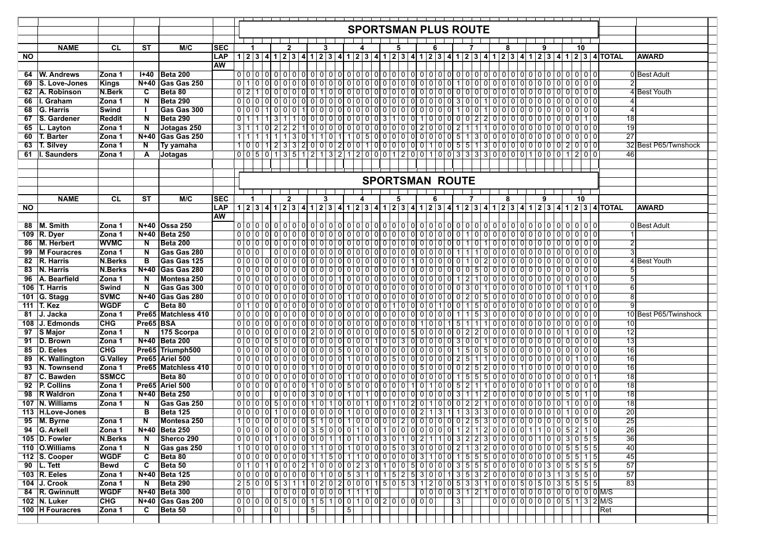## SPORTSMAN PLUS ROUTE

| NO | NAME | CL | ST | M/C | SEC 1 | | | | 2 | | | | 3 | | | | 4 | | | | 5 | | | | 6 | | | | 7 | | | | 8 | | | | 9 | | | | 10 | | | | TOTAL | AWARD |
|---|---|---|---|---|---|---|---|---|---|---|---|---|---|---|---|---|---|---|---|---|---|---|---|---|---|---|---|---|---|---|---|---|---|---|---|---|---|---|---|---|---|---|---|---|---|---|
| | | | | LAP | 1 | 2 | 3 | 4 | 1 | 2 | 3 | 4 | 1 | 2 | 3 | 4 | 1 | 2 | 3 | 4 | 1 | 2 | 3 | 4 | 1 | 2 | 3 | 4 | 1 | 2 | 3 | 4 | 1 | 2 | 3 | 4 | 1 | 2 | 3 | 4 | 1 | 2 | 3 | 4 | | |
| 64 | W. Andrews | Zona 1 | I+40 | Beta 200 | 0 | 0 | 0 | 0 | 0 | 0 | 0 | 0 | 0 | 0 | 0 | 0 | 0 | 0 | 0 | 0 | 0 | 0 | 0 | 0 | 0 | 0 | 0 | 0 | 0 | 0 | 0 | 0 | 0 | 0 | 0 | 0 | 0 | 0 | 0 | 0 | 0 | 0 | 0 | 0 | 0 | Best Adult |
| 69 | S. Love-Jones | Kings | N+40 | Gas Gas 250 | 0 | 1 | 0 | 0 | 0 | 0 | 0 | 0 | 0 | 0 | 0 | 0 | 0 | 0 | 0 | 0 | 0 | 0 | 0 | 0 | 0 | 0 | 0 | 0 | 1 | 0 | 0 | 0 | 0 | 0 | 0 | 0 | 0 | 0 | 0 | 0 | 0 | 0 | 0 | 0 | 2 | |
| 62 | A. Robinson | N.Berk | C | Beta 80 | 0 | 2 | 1 | 0 | 0 | 0 | 0 | 0 | 0 | 1 | 0 | 0 | 0 | 0 | 0 | 0 | 0 | 0 | 0 | 0 | 0 | 0 | 0 | 0 | 0 | 0 | 0 | 0 | 0 | 0 | 0 | 0 | 0 | 0 | 0 | 0 | 0 | 0 | 0 | 0 | 4 | Best Youth |
| 66 | I. Graham | Zona 1 | N | Beta 290 | 0 | 0 | 0 | 0 | 0 | 0 | 0 | 0 | 0 | 0 | 0 | 0 | 0 | 0 | 0 | 0 | 0 | 0 | 0 | 0 | 0 | 0 | 0 | 0 | 3 | 0 | 0 | 1 | 0 | 0 | 0 | 0 | 0 | 0 | 0 | 0 | 0 | 0 | 0 | 0 | 4 | |
| 68 | G. Harris | Swind | I | Gas Gas 300 | 0 | 0 | 0 | 1 | 0 | 0 | 0 | 1 | 0 | 0 | 0 | 0 | 0 | 0 | 0 | 0 | 0 | 0 | 0 | 0 | 0 | 0 | 0 | 0 | 1 | 0 | 0 | 1 | 0 | 0 | 0 | 0 | 0 | 0 | 0 | 0 | 0 | 0 | 0 | 0 | 4 | |
| 67 | S. Gardener | Reddit | N | Beta 290 | 0 | 1 | 1 | 1 | 3 | 1 | 1 | 0 | 0 | 0 | 0 | 0 | 0 | 0 | 0 | 0 | 3 | 1 | 0 | 0 | 1 | 0 | 0 | 0 | 0 | 0 | 2 | 2 | 0 | 0 | 0 | 0 | 0 | 0 | 0 | 0 | 0 | 0 | 1 | 0 | 18 | |
| 65 | L. Layton | Zona 1 | N | Jotagas 250 | 3 | 1 | 1 | 0 | 2 | 2 | 2 | 1 | 0 | 0 | 0 | 0 | 0 | 0 | 0 | 0 | 0 | 0 | 0 | 0 | 2 | 0 | 0 | 0 | 2 | 1 | 1 | 1 | 0 | 0 | 0 | 0 | 0 | 0 | 0 | 0 | 0 | 0 | 0 | 0 | 19 | |
| 60 | T. Barter | Zona 1 | N+40 | Gas Gas 250 | 1 | 1 | 1 | 1 | 1 | 1 | 3 | 0 | 1 | 1 | 0 | 1 | 1 | 0 | 5 | 0 | 0 | 0 | 0 | 0 | 0 | 0 | 0 | 0 | 5 | 1 | 3 | 0 | 0 | 0 | 0 | 0 | 0 | 0 | 0 | 0 | 0 | 0 | 0 | 0 | 27 | |
| 63 | T. Silvey | Zona 1 | N | Ty yamaha | 1 | 0 | 0 | 1 | 2 | 3 | 3 | 2 | 0 | 0 | 0 | 2 | 0 | 0 | 1 | 0 | 0 | 0 | 0 | 0 | 0 | 1 | 0 | 0 | 5 | 5 | 1 | 3 | 0 | 0 | 0 | 0 | 0 | 0 | 0 | 0 | 0 | 2 | 0 | 0 | 32 | Best P65/Twnshock |
| 61 | I. Saunders | Zona 1 | A | Jotagas | 0 | 0 | 5 | 0 | 1 | 3 | 5 | 1 | 2 | 1 | 3 | 2 | 1 | 2 | 0 | 0 | 0 | 1 | 2 | 0 | 0 | 1 | 0 | 0 | 3 | 3 | 3 | 3 | 0 | 0 | 0 | 0 | 1 | 0 | 0 | 0 | 1 | 2 | 0 | 0 | 46 | |

## SPORTSMAN ROUTE

| NO | NAME | CL | ST | M/C | SEC 1 | | | | 2 | | | | 3 | | | | 4 | | | | 5 | | | | 6 | | | | 7 | | | | 8 | | | | 9 | | | | 10 | | | | TOTAL | AWARD |
|---|---|---|---|---|---|---|---|---|---|---|---|---|---|---|---|---|---|---|---|---|---|---|---|---|---|---|---|---|---|---|---|---|---|---|---|---|---|---|---|---|---|---|---|---|---|---|
| | | | | LAP | 1 | 2 | 3 | 4 | 1 | 2 | 3 | 4 | 1 | 2 | 3 | 4 | 1 | 2 | 3 | 4 | 1 | 2 | 3 | 4 | 1 | 2 | 3 | 4 | 1 | 2 | 3 | 4 | 1 | 2 | 3 | 4 | 1 | 2 | 3 | 4 | 1 | 2 | 3 | 4 | | |
| 88 | M. Smith | Zona 1 | N+40 | Ossa 250 | 0 | 0 | 0 | 0 | 0 | 0 | 0 | 0 | 0 | 0 | 0 | 0 | 0 | 0 | 0 | 0 | 0 | 0 | 0 | 0 | 0 | 0 | 0 | 0 | 0 | 0 | 0 | 0 | 0 | 0 | 0 | 0 | 0 | 0 | 0 | 0 | 0 | 0 | 0 | 0 | 0 | Best Adult |
| 109 | R. Dyer | Zona 1 | N+40 | Beta 250 | 0 | 0 | 0 | 0 | 0 | 0 | 0 | 0 | 0 | 0 | 0 | 0 | 0 | 0 | 0 | 0 | 0 | 0 | 0 | 0 | 0 | 0 | 0 | 0 | 0 | 1 | 0 | 0 | 0 | 0 | 0 | 0 | 0 | 0 | 0 | 0 | 0 | 0 | 0 | 0 | 1 | |
| 86 | M. Herbert | WVMC | N | Beta 200 | 0 | 0 | 0 | 0 | 0 | 0 | 0 | 0 | 0 | 0 | 0 | 0 | 0 | 0 | 0 | 0 | 0 | 0 | 0 | 0 | 0 | 0 | 0 | 0 | 0 | 1 | 0 | 1 | 0 | 0 | 0 | 0 | 0 | 0 | 0 | 0 | 0 | 0 | 0 | 0 | 2 | |
| 99 | M Fouracres | Zona 1 | N | Gas Gas 280 | 0 | 0 | 0 | | 0 | 0 | 0 | 0 | 0 | 0 | 0 | 0 | 0 | 0 | 0 | 0 | 0 | 0 | 0 | 0 | 0 | 0 | 0 | 0 | 1 | 1 | 1 | 0 | 0 | 0 | 0 | 0 | 0 | 0 | 0 | 0 | 0 | 0 | 0 | 0 | 3 | |
| 82 | R. Harris | N.Berks | B | Gas Gas 125 | 0 | 0 | 0 | 0 | 0 | 0 | 0 | 0 | 0 | 0 | 0 | 0 | 0 | 0 | 0 | 0 | 0 | 0 | 0 | 1 | 0 | 0 | 0 | 0 | 0 | 1 | 0 | 2 | 0 | 0 | 0 | 0 | 0 | 0 | 0 | 0 | 0 | 0 | 0 | 0 | 4 | Best Youth |
| 83 | N. Harris | N.Berks | N+40 | Gas Gas 280 | 0 | 0 | 0 | 0 | 0 | 0 | 0 | 0 | 0 | 0 | 0 | 0 | 0 | 0 | 0 | 0 | 0 | 0 | 0 | 0 | 0 | 0 | 0 | 0 | 0 | 0 | 5 | 0 | 0 | 0 | 0 | 0 | 0 | 0 | 0 | 0 | 0 | 0 | 0 | 0 | 5 | |
| 96 | A. Bearfield | Zona 1 | N | Montesa 250 | 0 | 0 | 0 | 0 | 0 | 0 | 0 | 0 | 0 | 0 | 0 | 1 | 0 | 0 | 0 | 0 | 0 | 0 | 0 | 0 | 0 | 0 | 0 | 0 | 1 | 2 | 1 | 0 | 0 | 0 | 0 | 0 | 0 | 0 | 0 | 0 | 0 | 0 | 0 | 0 | 5 | |
| 106 | T. Harris | Swind | N | Gas Gas 300 | 0 | 0 | 0 | 0 | 0 | 0 | 0 | 0 | 0 | 0 | 0 | 0 | 0 | 0 | 0 | 0 | 0 | 0 | 0 | 0 | 0 | 0 | 0 | 0 | 0 | 3 | 0 | 1 | 0 | 0 | 0 | 0 | 0 | 0 | 0 | 0 | 1 | 0 | 1 | 0 | 6 | |
| 101 | G. Stagg | SVMC | N+40 | Gas Gas 280 | 0 | 0 | 0 | 0 | 0 | 0 | 0 | 0 | 0 | 0 | 0 | 0 | 1 | 0 | 0 | 0 | 0 | 0 | 0 | 0 | 0 | 0 | 0 | 0 | 0 | 2 | 0 | 5 | 0 | 0 | 0 | 0 | 0 | 0 | 0 | 0 | 0 | 0 | 0 | 0 | 8 | |
| 111 | T. Kez | WGDF | C | Beta 80 | 0 | 1 | 0 | 0 | 0 | 0 | 0 | 0 | 0 | 0 | 0 | 0 | 0 | 0 | 0 | 0 | 0 | 1 | 0 | 0 | 0 | 0 | 1 | 0 | 0 | 1 | 5 | 0 | 0 | 0 | 0 | 0 | 0 | 0 | 0 | 0 | 0 | 0 | 0 | 0 | 9 | |
| 81 | J. Jacka | Zona 1 | Pre65 | Matchless 410 | 0 | 0 | 0 | 0 | 0 | 0 | 0 | 0 | 0 | 0 | 0 | 0 | 0 | 0 | 0 | 0 | 0 | 0 | 0 | 0 | 0 | 0 | 0 | 0 | 1 | 1 | 5 | 3 | 0 | 0 | 0 | 0 | 0 | 0 | 0 | 0 | 0 | 0 | 0 | 0 | 10 | Best P65/Twinshock |
| 108 | J. Edmonds | CHG | Pre65 | BSA | 0 | 0 | 0 | 0 | 0 | 0 | 0 | 0 | 0 | 0 | 0 | 0 | 0 | 0 | 0 | 0 | 0 | 0 | 0 | 0 | 1 | 0 | 0 | 1 | 5 | 1 | 1 | 1 | 0 | 0 | 0 | 0 | 0 | 0 | 0 | 0 | 0 | 0 | 0 | 0 | 10 | |
| 97 | S Major | Zona 1 | N | 175 Scorpa | 0 | 0 | 0 | 0 | 0 | 0 | 0 | 0 | 2 | 0 | 0 | 0 | 0 | 0 | 0 | 0 | 0 | 0 | 0 | 5 | 0 | 0 | 0 | 0 | 0 | 2 | 2 | 0 | 0 | 0 | 0 | 0 | 0 | 0 | 0 | 0 | 1 | 0 | 0 | 0 | 12 | |
| 91 | D. Brown | Zona 1 | N+40 | Beta 200 | 0 | 0 | 0 | 0 | 5 | 0 | 0 | 0 | 0 | 0 | 0 | 0 | 0 | 0 | 0 | 1 | 0 | 0 | 3 | 0 | 0 | 0 | 0 | 0 | 3 | 0 | 0 | 1 | 0 | 0 | 0 | 0 | 0 | 0 | 0 | 0 | 0 | 0 | 0 | 0 | 13 | |
| 85 | D. Eeles | CHG | Pre65 | Triumph500 | 0 | 0 | 0 | 0 | 0 | 0 | 0 | 0 | 0 | 0 | 0 | 5 | 0 | 0 | 0 | 0 | 0 | 0 | 0 | 0 | 0 | 0 | 0 | 0 | 1 | 5 | 0 | 5 | 0 | 0 | 0 | 0 | 0 | 0 | 0 | 0 | 0 | 0 | 0 | 0 | 16 | |
| 89 | K. Wallington | G.Valley | Pre65 | Ariel 500 | 0 | 0 | 0 | 0 | 0 | 0 | 0 | 0 | 0 | 0 | 0 | 0 | 1 | 0 | 0 | 0 | 0 | 5 | 0 | 0 | 0 | 0 | 0 | 0 | 2 | 5 | 1 | 1 | 0 | 0 | 0 | 0 | 0 | 0 | 0 | 0 | 0 | 1 | 0 | 0 | 16 | |
| 93 | N. Townsend | Zona 1 | Pre65 | Matchless 410 | 0 | 0 | 0 | 0 | 0 | 0 | 0 | 0 | 1 | 0 | 0 | 0 | 0 | 0 | 0 | 0 | 0 | 0 | 0 | 0 | 5 | 0 | 0 | 0 | 0 | 2 | 5 | 2 | 0 | 0 | 0 | 1 | 0 | 0 | 0 | 0 | 0 | 0 | 0 | 0 | 16 | |
| 87 | C. Bawden | SSMCC | | Beta 80 | 0 | 0 | 0 | 0 | 0 | 0 | 0 | 0 | 0 | 0 | 0 | 0 | 1 | 0 | 0 | 0 | 0 | 0 | 0 | 0 | 0 | 0 | 0 | 0 | 1 | 5 | 5 | 5 | 0 | 0 | 0 | 0 | 0 | 0 | 0 | 0 | 0 | 0 | 0 | 1 | 18 | |
| 92 | P. Collins | Zona 1 | Pre65 | Ariel 500 | 0 | 0 | 0 | 0 | 0 | 0 | 0 | 0 | 1 | 0 | 0 | 0 | 5 | 0 | 0 | 0 | 0 | 0 | 0 | 1 | 0 | 1 | 0 | 0 | 5 | 2 | 1 | 1 | 0 | 0 | 0 | 0 | 0 | 0 | 1 | 0 | 0 | 0 | 0 | 0 | 18 | |
| 98 | R Waldron | Zona 1 | N+40 | Beta 250 | 0 | 0 | 0 | | 0 | 0 | 0 | 0 | 3 | 0 | 0 | 0 | 1 | 0 | 1 | 0 | 0 | 0 | 0 | 0 | 0 | 0 | 0 | 0 | 3 | 1 | 1 | 2 | 0 | 0 | 0 | 0 | 0 | 0 | 0 | 0 | 5 | 0 | 1 | 0 | 18 | |
| 107 | N. Williams | Zona 1 | N | Gas Gas 250 | 0 | 0 | 0 | 0 | 5 | 0 | 0 | 0 | 1 | 0 | 1 | 0 | 0 | 0 | 1 | 0 | 0 | 1 | 0 | 2 | 0 | 1 | 0 | 0 | 0 | 2 | 2 | 1 | 0 | 0 | 0 | 0 | 0 | 0 | 0 | 0 | 1 | 0 | 0 | 0 | 18 | |
| 113 | H.Love-Jones | | B | Beta 125 | 0 | 0 | 0 | 0 | 1 | 0 | 0 | 0 | 0 | 0 | 0 | 0 | 1 | 0 | 0 | 0 | 0 | 0 | 0 | 0 | 2 | 1 | 3 | 1 | 1 | 3 | 3 | 3 | 0 | 0 | 0 | 0 | 0 | 0 | 0 | 0 | 1 | 0 | 0 | 0 | 20 | |
| 95 | M. Byrne | Zona 1 | N | Montesa 250 | 1 | 0 | 0 | 0 | 0 | 0 | 0 | 0 | 5 | 1 | 0 | 0 | 1 | 0 | 0 | 0 | 0 | 0 | 2 | 0 | 0 | 0 | 0 | 0 | 0 | 2 | 5 | 3 | 0 | 0 | 0 | 0 | 0 | 0 | 0 | 0 | 0 | 0 | 5 | 0 | 25 | |
| 94 | G. Arkell | Zona 1 | N+40 | Beta 250 | 0 | 0 | 0 | 0 | 0 | 0 | 0 | 0 | 3 | 5 | 0 | 0 | 0 | 1 | 0 | 0 | 1 | 0 | 0 | 0 | 0 | 0 | 0 | 0 | 1 | 2 | 1 | 2 | 0 | 0 | 0 | 0 | 1 | 1 | 0 | 0 | 5 | 2 | 1 | 0 | 26 | |
| 105 | D. Fowler | N.Berks | N | Sherco 290 | 0 | 0 | 0 | 0 | 1 | 0 | 0 | 0 | 0 | 0 | 1 | 1 | 0 | 1 | 0 | 0 | 3 | 0 | 1 | 0 | 0 | 2 | 1 | 1 | 0 | 3 | 2 | 2 | 3 | 0 | 0 | 0 | 0 | 0 | 1 | 0 | 3 | 0 | 5 | 5 | 36 | |
| 110 | O.Williams | Zona 1 | N | Gas gas 250 | 1 | 0 | 0 | 0 | 0 | 0 | 0 | 0 | 1 | 1 | 0 | 0 | 1 | 0 | 0 | 0 | 0 | 5 | 0 | 3 | 0 | 0 | 0 | 0 | 2 | 1 | 3 | 2 | 0 | 0 | 0 | 0 | 0 | 0 | 0 | 0 | 5 | 5 | 5 | 5 | 40 | |
| 112 | S. Cooper | WGDF | C | Beta 80 | 0 | 0 | 0 | 0 | 0 | 0 | 0 | 0 | 1 | 1 | 5 | 0 | 1 | 1 | 0 | 0 | 0 | 0 | 0 | 0 | 3 | 1 | 0 | 0 | 1 | 5 | 5 | 5 | 0 | 0 | 0 | 0 | 0 | 0 | 0 | 0 | 5 | 5 | 1 | 5 | 45 | |
| 90 | L. Tett | Bewd | C | Beta 50 | 0 | 1 | 0 | 1 | 0 | 0 | 0 | 2 | 1 | 0 | 0 | 0 | 0 | 2 | 3 | 0 | 1 | 0 | 0 | 5 | 0 | 0 | 0 | 0 | 3 | 5 | 5 | 5 | 0 | 0 | 0 | 0 | 0 | 0 | 3 | 0 | 5 | 5 | 5 | 5 | 57 | |
| 103 | R. Eeles | Zona 1 | N+40 | Beta 125 | 0 | 0 | 0 | 0 | 0 | 0 | 0 | 0 | 0 | 1 | 0 | 0 | 5 | 3 | 1 | 0 | 1 | 5 | 2 | 5 | 3 | 0 | 0 | 1 | 3 | 5 | 3 | 2 | 0 | 0 | 0 | 0 | 0 | 0 | 3 | 1 | 3 | 5 | 5 | 0 | 57 | |
| 104 | J. Crook | Zona 1 | N | Beta 290 | 2 | 5 | 0 | 0 | 5 | 3 | 1 | 1 | 0 | 2 | 0 | 2 | 0 | 0 | 0 | 1 | 5 | 0 | 5 | 3 | 1 | 2 | 0 | 0 | 5 | 3 | 3 | 1 | 0 | 0 | 5 | 0 | 5 | 0 | 3 | 5 | 5 | 5 | 5 | 5 | 83 | |
| 84 | R. Gwinnutt | WGDF | N+40 | Beta 300 | 0 | 0 | | | 0 | 0 | 0 | 0 | 0 | 0 | 0 | 0 | 1 | 1 | 1 | 0 | | | | | 0 | 0 | 0 | 0 | 3 | 1 | 2 | 1 | 0 | 0 | 0 | 0 | 0 | 0 | 0 | 0 | 0 | 0 | 0 | 0 | M/S | |
| 102 | N. Luker | CHG | N+40 | Gas Gas 200 | 0 | 0 | 0 | 0 | 0 | 5 | 0 | 0 | 1 | 5 | 1 | 0 | 0 | 1 | 0 | 0 | 2 | 0 | 0 | 0 | 0 | 0 | | | 3 | | | | 0 | 0 | 0 | 0 | 0 | 0 | 0 | 0 | 5 | 1 | 3 | 2 | M/S | |
| 100 | H Fouracres | Zona 1 | C | Beta 50 | 0 | | | | 0 | | | | 5 | | | | 5 | | | | | | | | | | | | | | | | | | | | | | | | | | | | Ret | |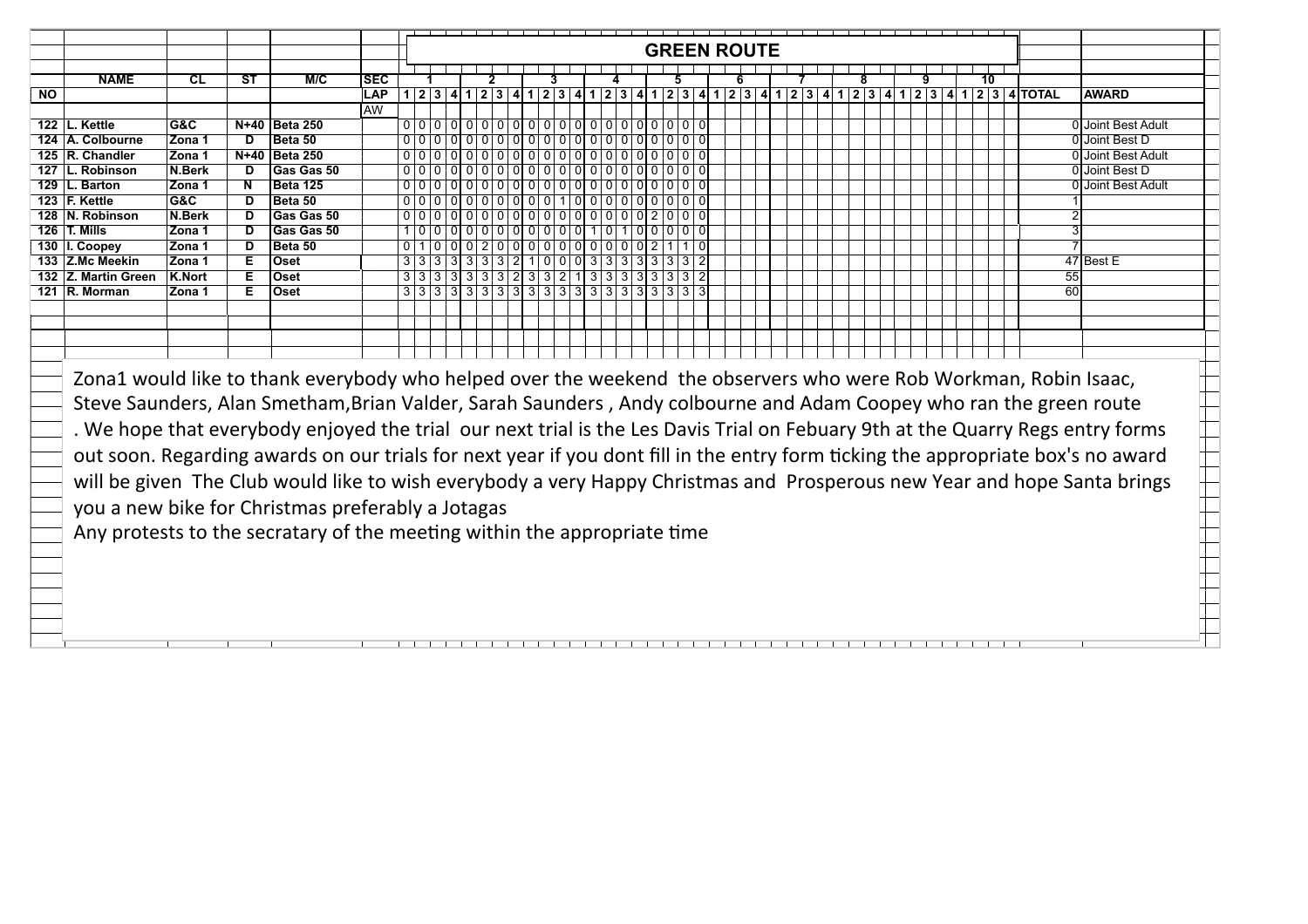## GREEN ROUTE

| NO | NAME | CL | ST | M/C | SEC | 1 | | | | 2 | | | | 3 | | | | 4 | | | | 5 | | | | 6 | | | | 7 | | | | 8 | | | | 9 | | | | 10 | | | | TOTAL | AWARD |
|---|---|---|---|---|---|---|---|---|---|---|---|---|---|---|---|---|---|---|---|---|---|---|---|---|---|---|---|---|---|---|---|---|---|---|---|---|---|---|---|---|---|---|---|---|---|---|---|
| | | | | | LAP | 1 | 2 | 3 | 4 | 1 | 2 | 3 | 4 | 1 | 2 | 3 | 4 | 1 | 2 | 3 | 4 | 1 | 2 | 3 | 4 | 1 | 2 | 3 | 4 | 1 | 2 | 3 | 4 | 1 | 2 | 3 | 4 | 1 | 2 | 3 | 4 | 1 | 2 | 3 | 4 | TOTAL | AWARD |
| | | | | | AW | | | | | | | | | | | | | | | | | | | | | | | | | | | | | | | | | | | | | | | | | | |
| 122 | L. Kettle | G&C | N+40 | Beta 250 | | 0 | 0 | 0 | 0 | 0 | 0 | 0 | 0 | 0 | 0 | 0 | 0 | 0 | 0 | 0 | 0 | 0 | 0 | 0 | 0 | | | | | | | | | | | | | | | | | | | | | 0 | Joint Best Adult |
| 124 | A. Colbourne | Zona 1 | D | Beta 50 | | 0 | 0 | 0 | 0 | 0 | 0 | 0 | 0 | 0 | 0 | 0 | 0 | 0 | 0 | 0 | 0 | 0 | 0 | 0 | 0 | | | | | | | | | | | | | | | | | | | | | 0 | Joint Best D |
| 125 | R. Chandler | Zona 1 | N+40 | Beta 250 | | 0 | 0 | 0 | 0 | 0 | 0 | 0 | 0 | 0 | 0 | 0 | 0 | 0 | 0 | 0 | 0 | 0 | 0 | 0 | 0 | | | | | | | | | | | | | | | | | | | | | 0 | Joint Best Adult |
| 127 | L. Robinson | N.Berk | D | Gas Gas 50 | | 0 | 0 | 0 | 0 | 0 | 0 | 0 | 0 | 0 | 0 | 0 | 0 | 0 | 0 | 0 | 0 | 0 | 0 | 0 | 0 | | | | | | | | | | | | | | | | | | | | | 0 | Joint Best D |
| 129 | L. Barton | Zona 1 | N | Beta 125 | | 0 | 0 | 0 | 0 | 0 | 0 | 0 | 0 | 0 | 0 | 0 | 0 | 0 | 0 | 0 | 0 | 0 | 0 | 0 | 0 | | | | | | | | | | | | | | | | | | | | | 0 | Joint Best Adult |
| 123 | F. Kettle | G&C | D | Beta 50 | | 0 | 0 | 0 | 0 | 0 | 0 | 0 | 0 | 0 | 0 | 1 | 0 | 0 | 0 | 0 | 0 | 0 | 0 | 0 | 0 | | | | | | | | | | | | | | | | | | | | | 1 | |
| 128 | N. Robinson | N.Berk | D | Gas Gas 50 | | 0 | 0 | 0 | 0 | 0 | 0 | 0 | 0 | 0 | 0 | 0 | 0 | 0 | 0 | 0 | 0 | 2 | 0 | 0 | 0 | | | | | | | | | | | | | | | | | | | | | 2 | |
| 126 | T. Mills | Zona 1 | D | Gas Gas 50 | | 1 | 0 | 0 | 0 | 0 | 0 | 0 | 0 | 0 | 0 | 0 | 0 | 1 | 0 | 1 | 0 | 0 | 0 | 0 | 0 | | | | | | | | | | | | | | | | | | | | | 3 | |
| 130 | I. Coopey | Zona 1 | D | Beta 50 | | 0 | 1 | 0 | 0 | 0 | 2 | 0 | 0 | 0 | 0 | 0 | 0 | 0 | 0 | 0 | 0 | 2 | 1 | 1 | 0 | | | | | | | | | | | | | | | | | | | | | 7 | |
| 133 | Z.Mc Meekin | Zona 1 | E | Oset | | 3 | 3 | 3 | 3 | 3 | 3 | 3 | 2 | 1 | 0 | 0 | 0 | 3 | 3 | 3 | 3 | 3 | 3 | 3 | 2 | | | | | | | | | | | | | | | | | | | | | 47 | Best E |
| 132 | Z. Martin Green | K.Nort | E | Oset | | 3 | 3 | 3 | 3 | 3 | 3 | 3 | 2 | 3 | 3 | 2 | 1 | 3 | 3 | 3 | 3 | 3 | 3 | 3 | 2 | | | | | | | | | | | | | | | | | | | | | 55 | |
| 121 | R. Morman | Zona 1 | E | Oset | | 3 | 3 | 3 | 3 | 3 | 3 | 3 | 3 | 3 | 3 | 3 | 3 | 3 | 3 | 3 | 3 | 3 | 3 | 3 | 3 | | | | | | | | | | | | | | | | | | | | | 60 | |

Zona1 would like to thank everybody who helped over the weekend the observers who were Rob Workman, Robin Isaac, Steve Saunders, Alan Smetham,Brian Valder, Sarah Saunders , Andy colbourne and Adam Coopey who ran the green route . We hope that everybody enjoyed the trial our next trial is the Les Davis Trial on Febuary 9th at the Quarry Regs entry forms out soon. Regarding awards on our trials for next year if you dont fill in the entry form ticking the appropriate box's no award will be given The Club would like to wish everybody a very Happy Christmas and Prosperous new Year and hope Santa brings you a new bike for Christmas preferably a Jotagas

Any protests to the secratary of the meeting within the appropriate time